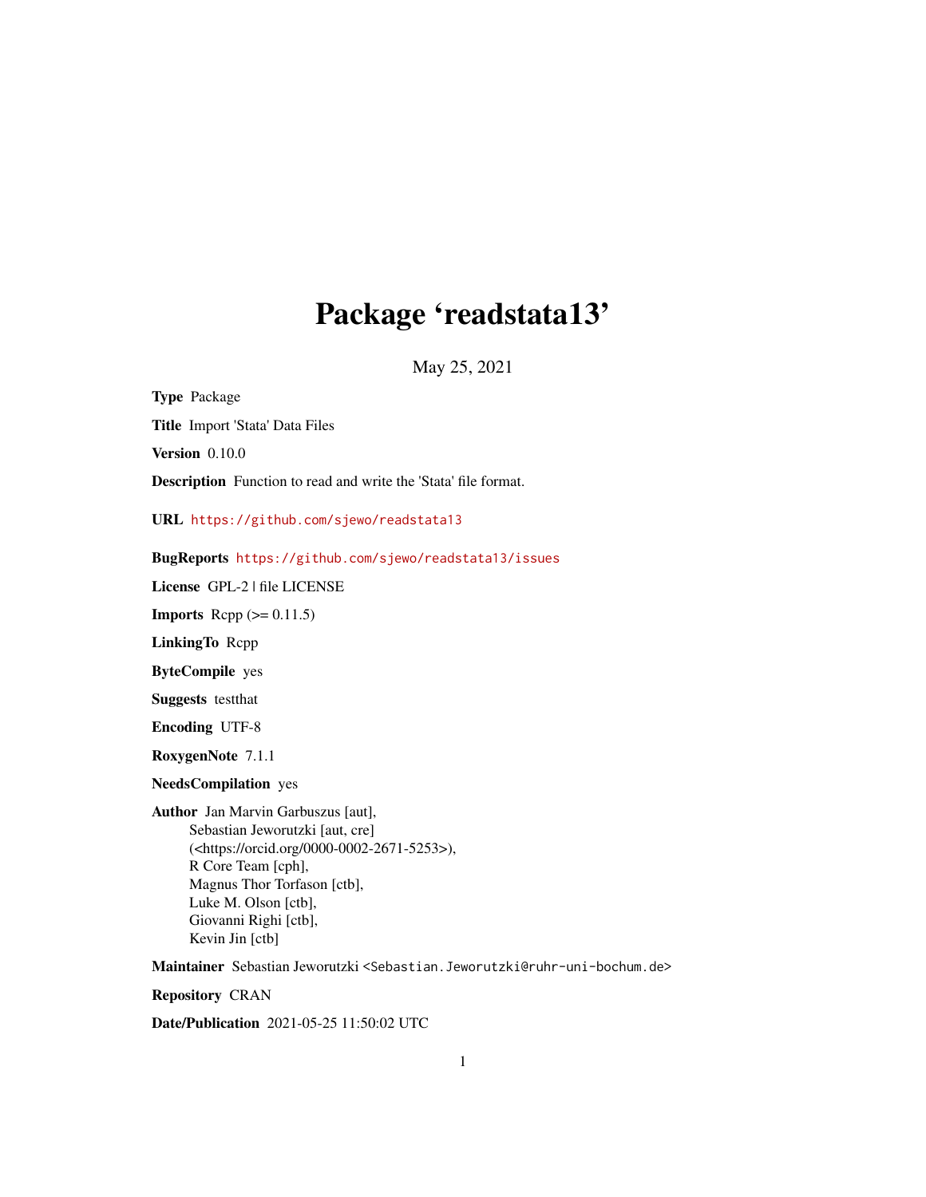# Package 'readstata13'

May 25, 2021

**Type** Package

**Title** Import 'Stata' Data Files

**Version** 0.10.0

**Description** Function to read and write the 'Stata' file format.

**URL** https://github.com/sjewo/readstata13

**BugReports** https://github.com/sjewo/readstata13/issues

**License** GPL-2 | file LICENSE

**Imports** Rcpp (>= 0.11.5)

**LinkingTo** Rcpp

**ByteCompile** yes

**Suggests** testthat

**Encoding** UTF-8

**RoxygenNote** 7.1.1

**NeedsCompilation** yes

**Author** Jan Marvin Garbuszus [aut],
Sebastian Jeworutzki [aut, cre]
(<https://orcid.org/0000-0002-2671-5253>),
R Core Team [cph],
Magnus Thor Torfason [ctb],
Luke M. Olson [ctb],
Giovanni Righi [ctb],
Kevin Jin [ctb]

**Maintainer** Sebastian Jeworutzki <Sebastian.Jeworutzki@ruhr-uni-bochum.de>

**Repository** CRAN

**Date/Publication** 2021-05-25 11:50:02 UTC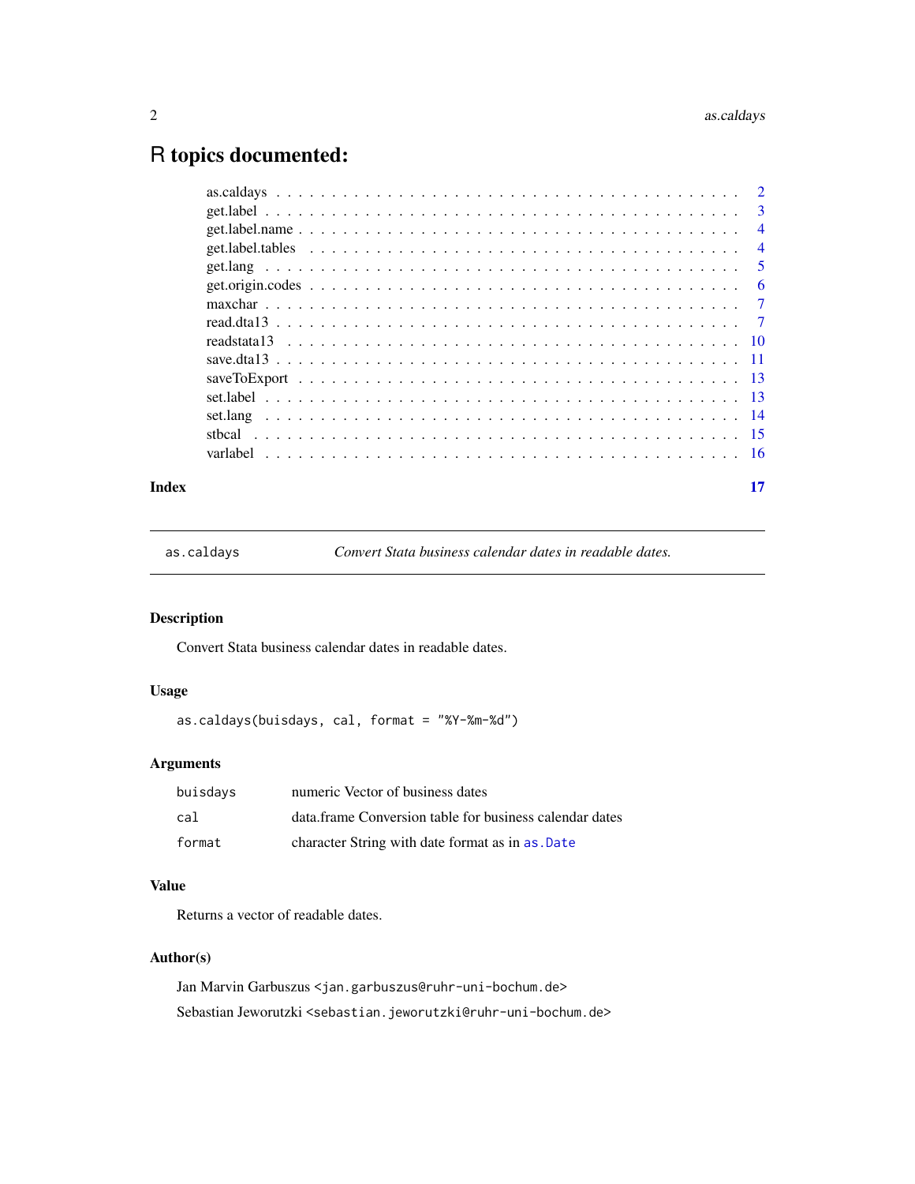# R topics documented:

| | |
|---|---|
| as.caldays | 2 |
| get.label | 3 |
| get.label.name | 4 |
| get.label.tables | 4 |
| get.lang | 5 |
| get.origin.codes | 6 |
| maxchar | 7 |
| read.dta13 | 7 |
| readstata13 | 10 |
| save.dta13 | 11 |
| saveToExport | 13 |
| set.label | 13 |
| set.lang | 14 |
| stbcal | 15 |
| varlabel | 16 |
| **Index** | **17** |

---

`as.caldays` — *Convert Stata business calendar dates in readable dates.*

---

## Description

Convert Stata business calendar dates in readable dates.

## Usage

```
as.caldays(buisdays, cal, format = "%Y-%m-%d")
```

## Arguments

| | |
|---|---|
| `buisdays` | numeric Vector of business dates |
| `cal` | data.frame Conversion table for business calendar dates |
| `format` | character String with date format as in `as.Date` |

## Value

Returns a vector of readable dates.

## Author(s)

Jan Marvin Garbuszus <jan.garbuszus@ruhr-uni-bochum.de>

Sebastian Jeworutzki <sebastian.jeworutzki@ruhr-uni-bochum.de>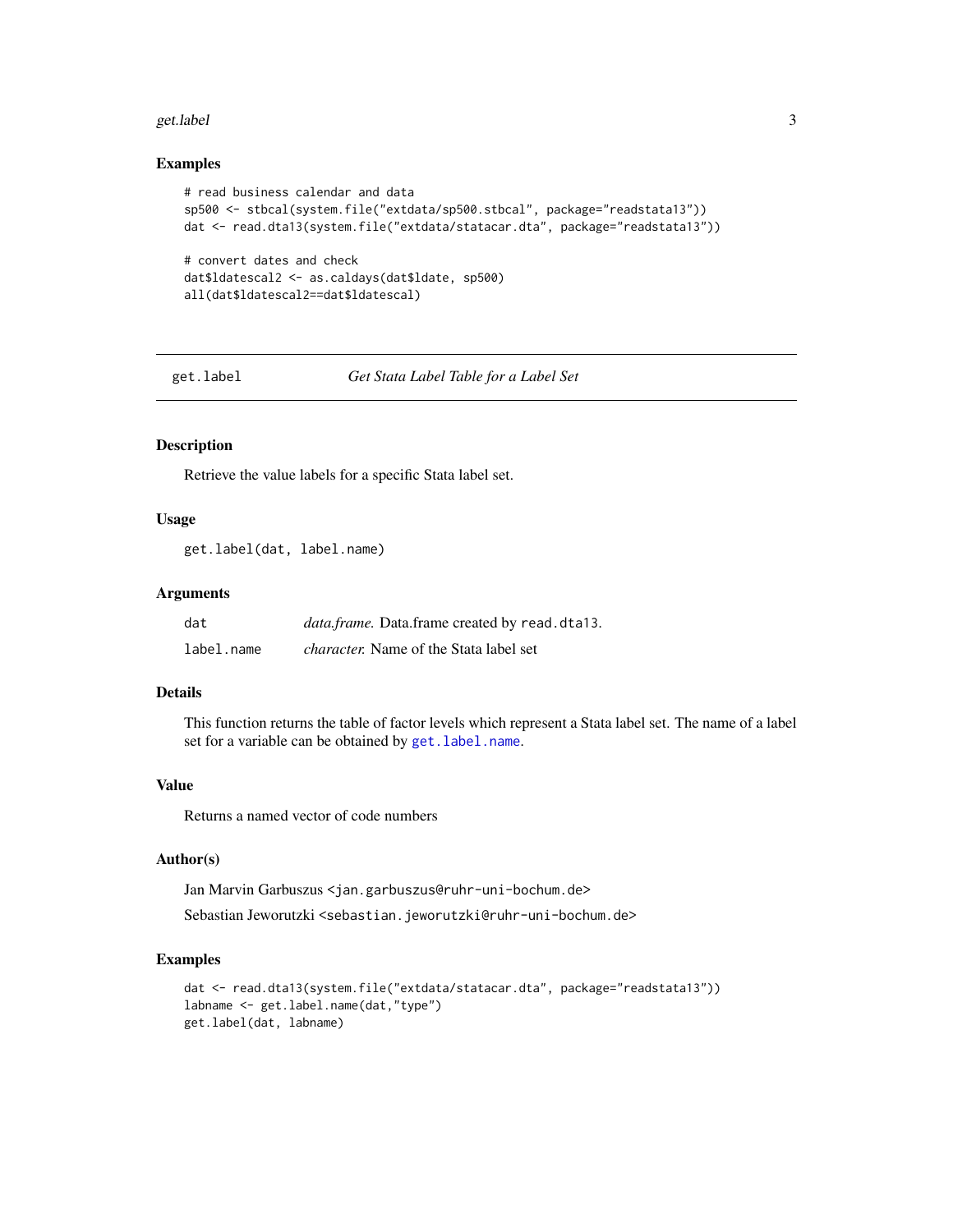## Examples

```
# read business calendar and data
sp500 <- stbcal(system.file("extdata/sp500.stbcal", package="readstata13"))
dat <- read.dta13(system.file("extdata/statacar.dta", package="readstata13"))

# convert dates and check
dat$ldatescal2 <- as.caldays(dat$ldate, sp500)
all(dat$ldatescal2==dat$ldatescal)
```

---

# get.label — *Get Stata Label Table for a Label Set*

---

## Description

Retrieve the value labels for a specific Stata label set.

## Usage

```
get.label(dat, label.name)
```

## Arguments

| | |
|---|---|
| `dat` | *data.frame.* Data.frame created by `read.dta13`. |
| `label.name` | *character.* Name of the Stata label set |

## Details

This function returns the table of factor levels which represent a Stata label set. The name of a label set for a variable can be obtained by `get.label.name`.

## Value

Returns a named vector of code numbers

## Author(s)

Jan Marvin Garbuszus <jan.garbuszus@ruhr-uni-bochum.de>

Sebastian Jeworutzki <sebastian.jeworutzki@ruhr-uni-bochum.de>

## Examples

```
dat <- read.dta13(system.file("extdata/statacar.dta", package="readstata13"))
labname <- get.label.name(dat,"type")
get.label(dat, labname)
```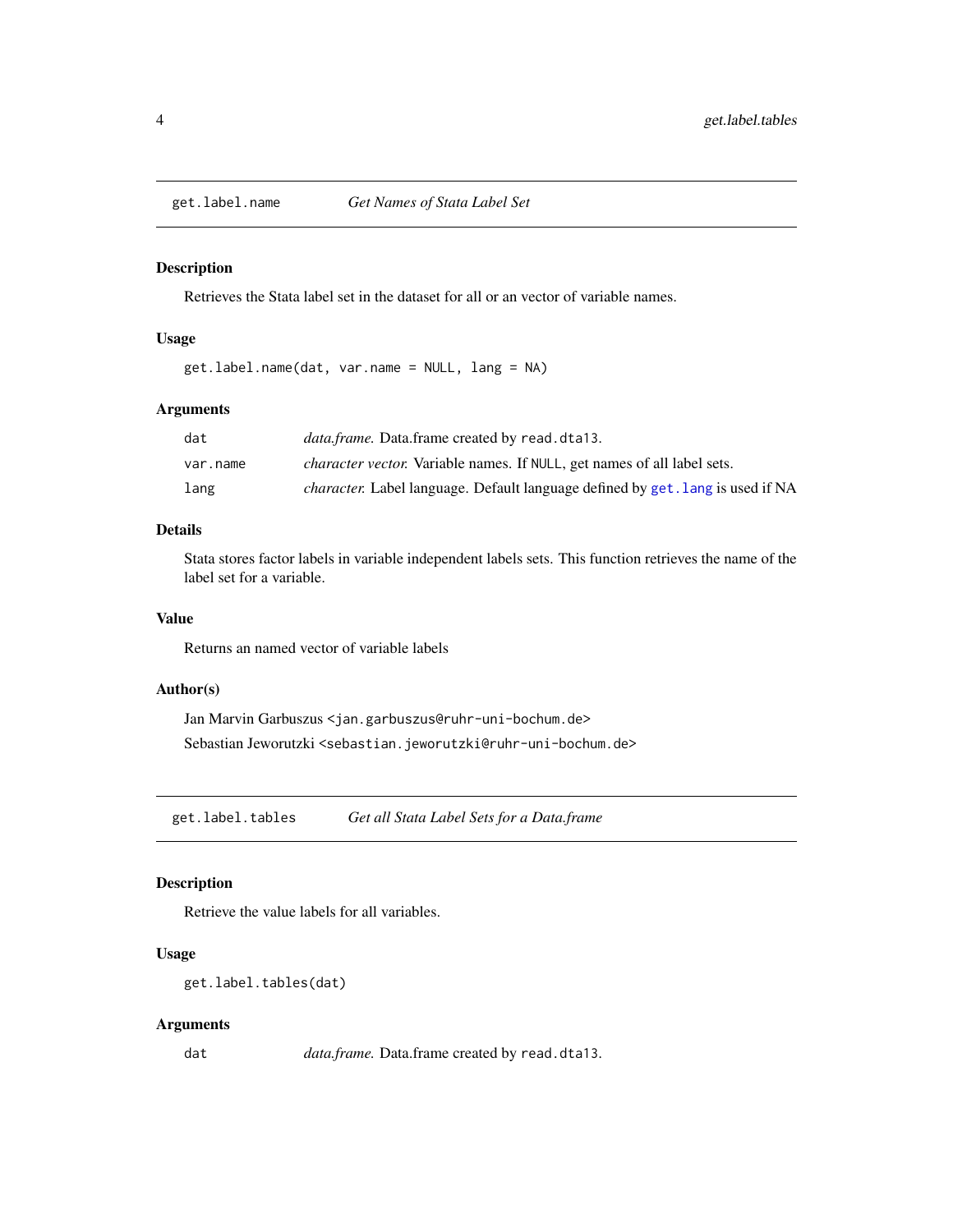## get.label.name *Get Names of Stata Label Set*

### Description

Retrieves the Stata label set in the dataset for all or an vector of variable names.

### Usage

```
get.label.name(dat, var.name = NULL, lang = NA)
```

### Arguments

| | |
|---|---|
| dat | *data.frame.* Data.frame created by `read.dta13`. |
| var.name | *character vector.* Variable names. If `NULL`, get names of all label sets. |
| lang | *character.* Label language. Default language defined by `get.lang` is used if NA |

### Details

Stata stores factor labels in variable independent labels sets. This function retrieves the name of the label set for a variable.

### Value

Returns an named vector of variable labels

### Author(s)

Jan Marvin Garbuszus <jan.garbuszus@ruhr-uni-bochum.de>

Sebastian Jeworutzki <sebastian.jeworutzki@ruhr-uni-bochum.de>

## get.label.tables *Get all Stata Label Sets for a Data.frame*

### Description

Retrieve the value labels for all variables.

### Usage

```
get.label.tables(dat)
```

### Arguments

| | |
|---|---|
| dat | *data.frame.* Data.frame created by `read.dta13`. |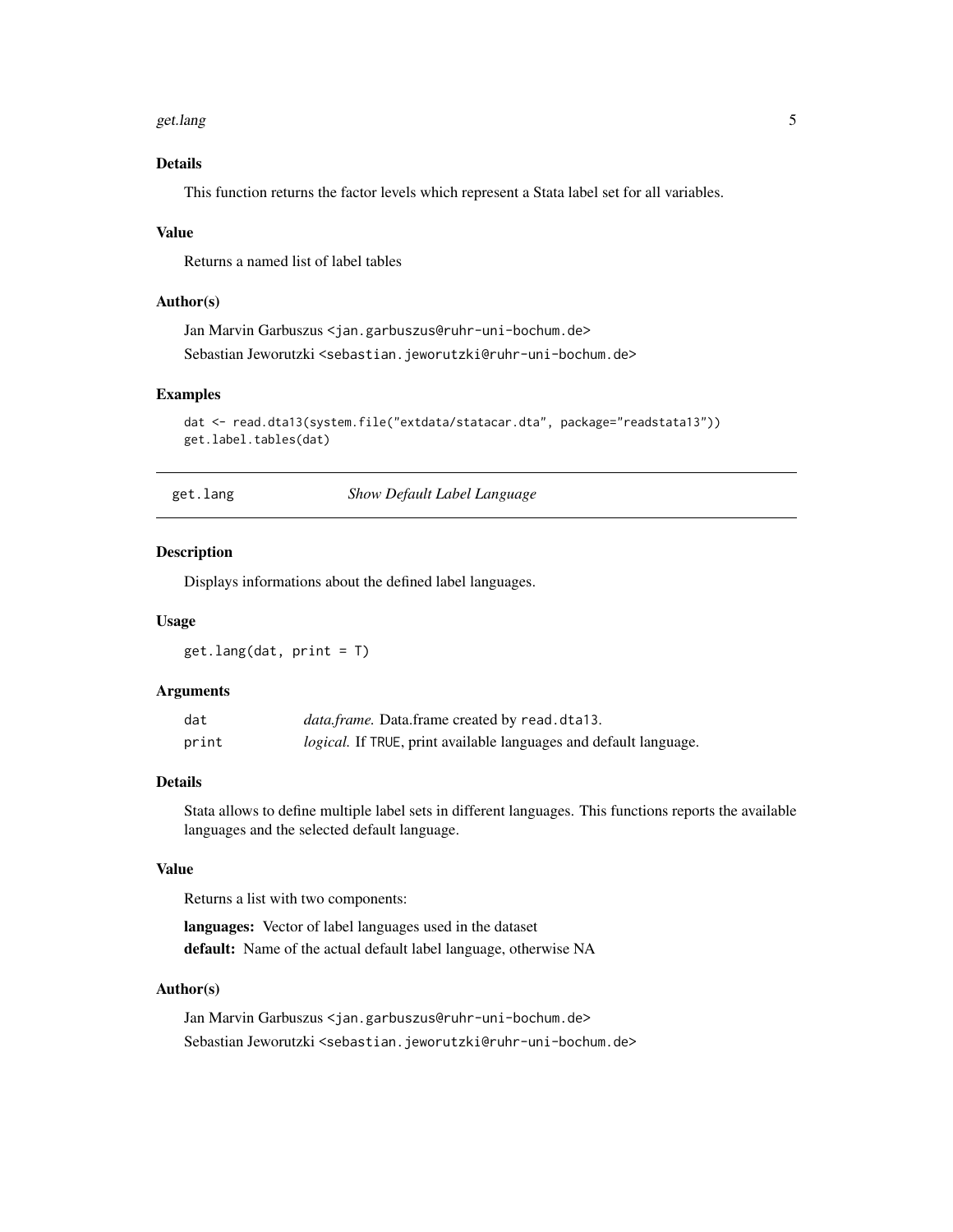### Details

This function returns the factor levels which represent a Stata label set for all variables.

### Value

Returns a named list of label tables

### Author(s)

Jan Marvin Garbuszus <jan.garbuszus@ruhr-uni-bochum.de>

Sebastian Jeworutzki <sebastian.jeworutzki@ruhr-uni-bochum.de>

### Examples

```
dat <- read.dta13(system.file("extdata/statacar.dta", package="readstata13"))
get.label.tables(dat)
```

## get.lang — *Show Default Label Language*

### Description

Displays informations about the defined label languages.

### Usage

```
get.lang(dat, print = T)
```

### Arguments

| | |
|---|---|
| dat | *data.frame.* Data.frame created by `read.dta13`. |
| print | *logical.* If `TRUE`, print available languages and default language. |

### Details

Stata allows to define multiple label sets in different languages. This functions reports the available languages and the selected default language.

### Value

Returns a list with two components:

**languages:** Vector of label languages used in the dataset

**default:** Name of the actual default label language, otherwise NA

### Author(s)

Jan Marvin Garbuszus <jan.garbuszus@ruhr-uni-bochum.de>

Sebastian Jeworutzki <sebastian.jeworutzki@ruhr-uni-bochum.de>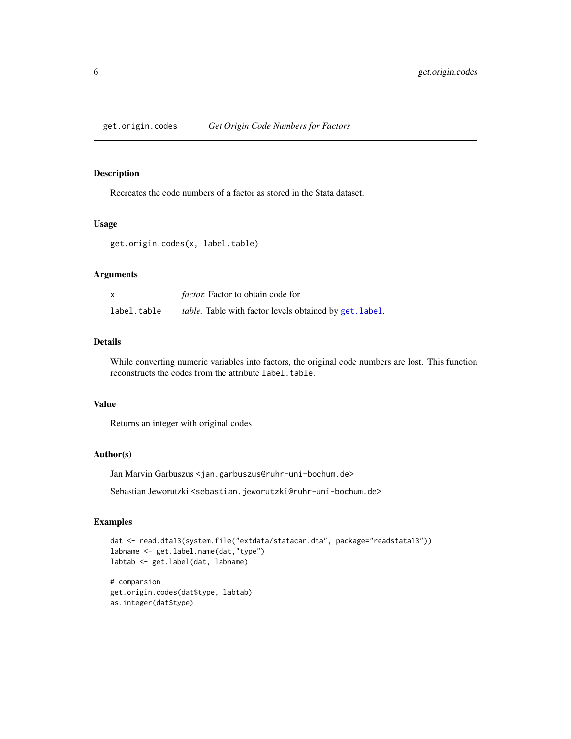# get.origin.codes *Get Origin Code Numbers for Factors*

## Description

Recreates the code numbers of a factor as stored in the Stata dataset.

## Usage

```
get.origin.codes(x, label.table)
```

## Arguments

| | |
|---|---|
| `x` | *factor.* Factor to obtain code for |
| `label.table` | *table.* Table with factor levels obtained by `get.label`. |

## Details

While converting numeric variables into factors, the original code numbers are lost. This function reconstructs the codes from the attribute `label.table`.

## Value

Returns an integer with original codes

## Author(s)

Jan Marvin Garbuszus <jan.garbuszus@ruhr-uni-bochum.de>

Sebastian Jeworutzki <sebastian.jeworutzki@ruhr-uni-bochum.de>

## Examples

```
dat <- read.dta13(system.file("extdata/statacar.dta", package="readstata13"))
labname <- get.label.name(dat,"type")
labtab <- get.label(dat, labname)

# comparsion
get.origin.codes(dat$type, labtab)
as.integer(dat$type)
```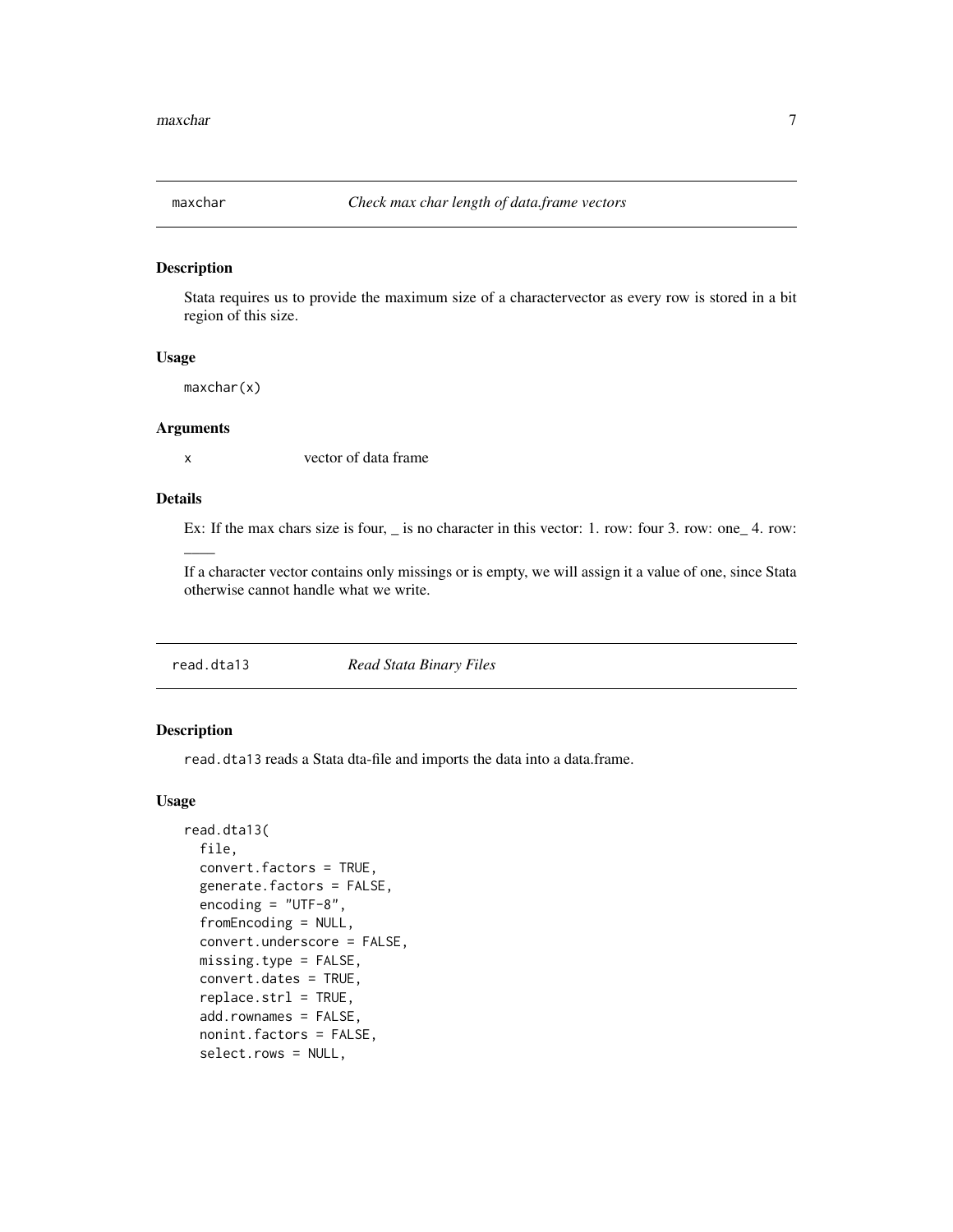## maxchar — *Check max char length of data.frame vectors*

### Description

Stata requires us to provide the maximum size of a charactervector as every row is stored in a bit region of this size.

### Usage

```
maxchar(x)
```

### Arguments

| | |
|---|---|
| x | vector of data frame |

### Details

Ex: If the max chars size is four, _ is no character in this vector: 1. row: four 3. row: one_ 4. row: ____

If a character vector contains only missings or is empty, we will assign it a value of one, since Stata otherwise cannot handle what we write.

## read.dta13 — *Read Stata Binary Files*

### Description

read.dta13 reads a Stata dta-file and imports the data into a data.frame.

### Usage

```
read.dta13(
  file,
  convert.factors = TRUE,
  generate.factors = FALSE,
  encoding = "UTF-8",
  fromEncoding = NULL,
  convert.underscore = FALSE,
  missing.type = FALSE,
  convert.dates = TRUE,
  replace.strl = TRUE,
  add.rownames = FALSE,
  nonint.factors = FALSE,
  select.rows = NULL,
```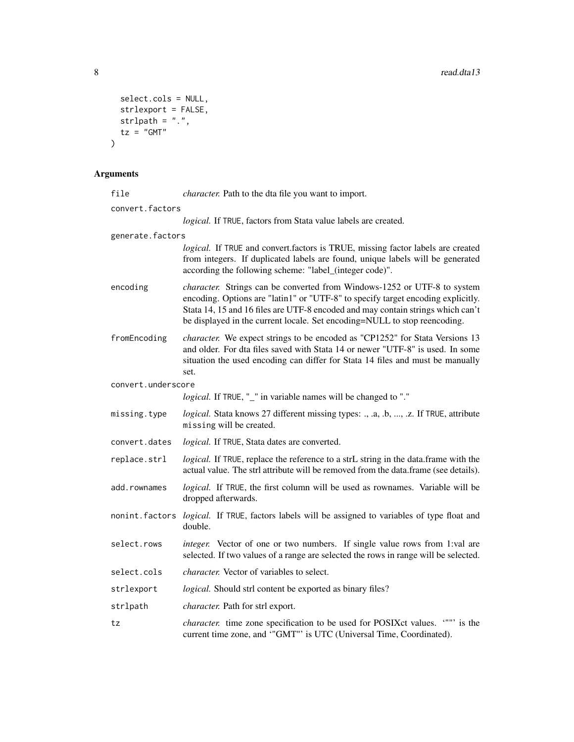```
  select.cols = NULL,
  strlexport = FALSE,
  strlpath = ".",
  tz = "GMT"
)
```

## Arguments

| | |
|---|---|
| `file` | *character.* Path to the dta file you want to import. |
| `convert.factors` | *logical.* If `TRUE`, factors from Stata value labels are created. |
| `generate.factors` | *logical.* If `TRUE` and convert.factors is TRUE, missing factor labels are created from integers. If duplicated labels are found, unique labels will be generated according the following scheme: "label_(integer code)". |
| `encoding` | *character.* Strings can be converted from Windows-1252 or UTF-8 to system encoding. Options are "latin1" or "UTF-8" to specify target encoding explicitly. Stata 14, 15 and 16 files are UTF-8 encoded and may contain strings which can't be displayed in the current locale. Set encoding=NULL to stop reencoding. |
| `fromEncoding` | *character.* We expect strings to be encoded as "CP1252" for Stata Versions 13 and older. For dta files saved with Stata 14 or newer "UTF-8" is used. In some situation the used encoding can differ for Stata 14 files and must be manually set. |
| `convert.underscore` | *logical.* If `TRUE`, "_" in variable names will be changed to "." |
| `missing.type` | *logical.* Stata knows 27 different missing types: ., .a, .b, ..., .z. If `TRUE`, attribute `missing` will be created. |
| `convert.dates` | *logical.* If `TRUE`, Stata dates are converted. |
| `replace.strl` | *logical.* If `TRUE`, replace the reference to a strL string in the data.frame with the actual value. The strl attribute will be removed from the data.frame (see details). |
| `add.rownames` | *logical.* If `TRUE`, the first column will be used as rownames. Variable will be dropped afterwards. |
| `nonint.factors` | *logical.* If `TRUE`, factors labels will be assigned to variables of type float and double. |
| `select.rows` | *integer.* Vector of one or two numbers. If single value rows from 1:val are selected. If two values of a range are selected the rows in range will be selected. |
| `select.cols` | *character.* Vector of variables to select. |
| `strlexport` | *logical.* Should strl content be exported as binary files? |
| `strlpath` | *character.* Path for strl export. |
| `tz` | *character.* time zone specification to be used for POSIXct values. '""' is the current time zone, and '"GMT"' is UTC (Universal Time, Coordinated). |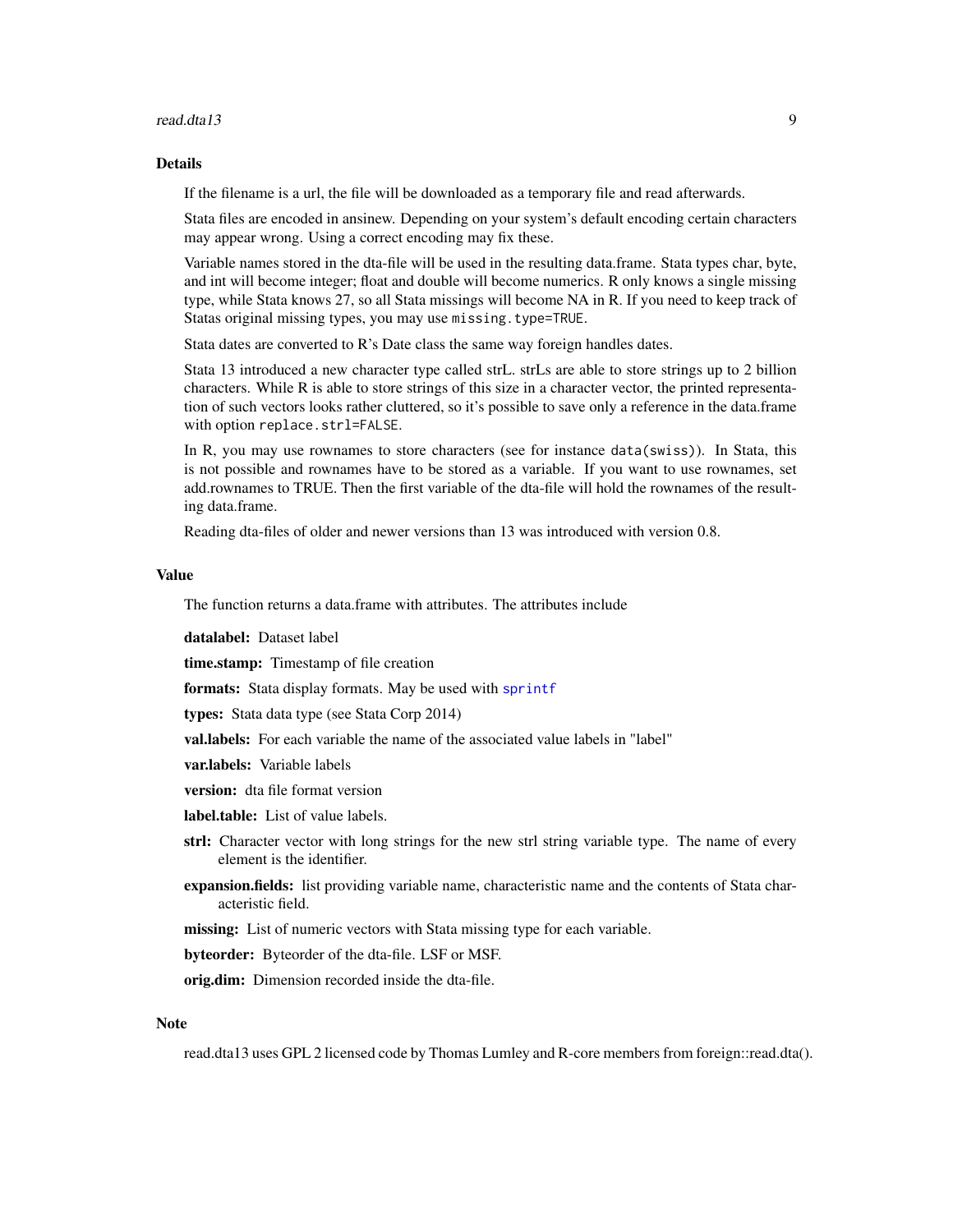## Details

If the filename is a url, the file will be downloaded as a temporary file and read afterwards.

Stata files are encoded in ansinew. Depending on your system's default encoding certain characters may appear wrong. Using a correct encoding may fix these.

Variable names stored in the dta-file will be used in the resulting data.frame. Stata types char, byte, and int will become integer; float and double will become numerics. R only knows a single missing type, while Stata knows 27, so all Stata missings will become NA in R. If you need to keep track of Statas original missing types, you may use `missing.type=TRUE`.

Stata dates are converted to R's Date class the same way foreign handles dates.

Stata 13 introduced a new character type called strL. strLs are able to store strings up to 2 billion characters. While R is able to store strings of this size in a character vector, the printed representation of such vectors looks rather cluttered, so it's possible to save only a reference in the data.frame with option `replace.strl=FALSE`.

In R, you may use rownames to store characters (see for instance `data(swiss)`). In Stata, this is not possible and rownames have to be stored as a variable. If you want to use rownames, set add.rownames to TRUE. Then the first variable of the dta-file will hold the rownames of the resulting data.frame.

Reading dta-files of older and newer versions than 13 was introduced with version 0.8.

## Value

The function returns a data.frame with attributes. The attributes include

**datalabel:** Dataset label

**time.stamp:** Timestamp of file creation

**formats:** Stata display formats. May be used with `sprintf`

**types:** Stata data type (see Stata Corp 2014)

**val.labels:** For each variable the name of the associated value labels in "label"

**var.labels:** Variable labels

**version:** dta file format version

**label.table:** List of value labels.

**strl:** Character vector with long strings for the new strl string variable type. The name of every element is the identifier.

**expansion.fields:** list providing variable name, characteristic name and the contents of Stata characteristic field.

**missing:** List of numeric vectors with Stata missing type for each variable.

**byteorder:** Byteorder of the dta-file. LSF or MSF.

**orig.dim:** Dimension recorded inside the dta-file.

## Note

read.dta13 uses GPL 2 licensed code by Thomas Lumley and R-core members from foreign::read.dta().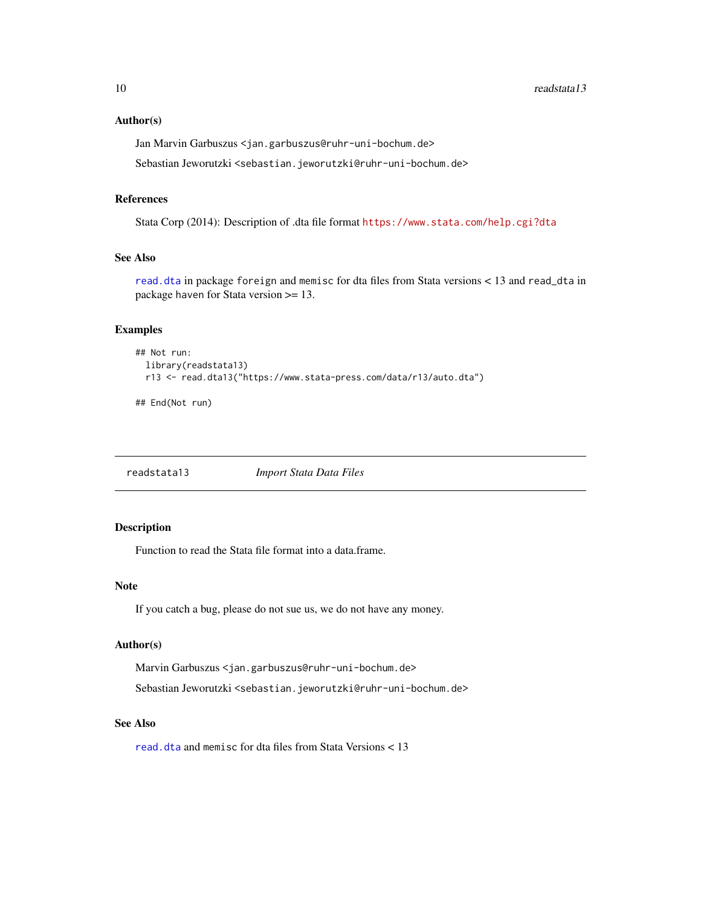### Author(s)

Jan Marvin Garbuszus <jan.garbuszus@ruhr-uni-bochum.de>

Sebastian Jeworutzki <sebastian.jeworutzki@ruhr-uni-bochum.de>

### References

Stata Corp (2014): Description of .dta file format https://www.stata.com/help.cgi?dta

### See Also

read.dta in package foreign and memisc for dta files from Stata versions < 13 and read_dta in package haven for Stata version >= 13.

### Examples

```
## Not run:
  library(readstata13)
  r13 <- read.dta13("https://www.stata-press.com/data/r13/auto.dta")

## End(Not run)
```

---

## readstata13 — *Import Stata Data Files*

### Description

Function to read the Stata file format into a data.frame.

### Note

If you catch a bug, please do not sue us, we do not have any money.

### Author(s)

Marvin Garbuszus <jan.garbuszus@ruhr-uni-bochum.de>

Sebastian Jeworutzki <sebastian.jeworutzki@ruhr-uni-bochum.de>

### See Also

read.dta and memisc for dta files from Stata Versions < 13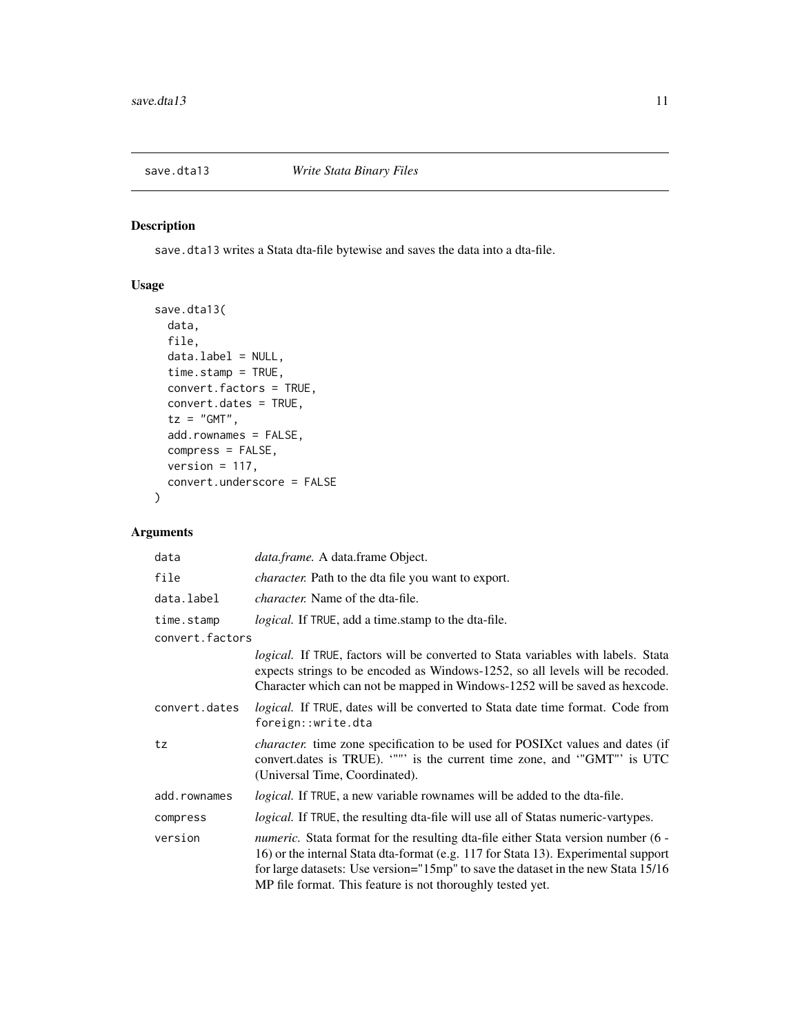## save.dta13 — *Write Stata Binary Files*

### Description

save.dta13 writes a Stata dta-file bytewise and saves the data into a dta-file.

### Usage

```
save.dta13(
  data,
  file,
  data.label = NULL,
  time.stamp = TRUE,
  convert.factors = TRUE,
  convert.dates = TRUE,
  tz = "GMT",
  add.rownames = FALSE,
  compress = FALSE,
  version = 117,
  convert.underscore = FALSE
)
```

### Arguments

| Argument | Description |
| --- | --- |
| data | *data.frame.* A data.frame Object. |
| file | *character.* Path to the dta file you want to export. |
| data.label | *character.* Name of the dta-file. |
| time.stamp | *logical.* If TRUE, add a time.stamp to the dta-file. |
| convert.factors | *logical.* If TRUE, factors will be converted to Stata variables with labels. Stata expects strings to be encoded as Windows-1252, so all levels will be recoded. Character which can not be mapped in Windows-1252 will be saved as hexcode. |
| convert.dates | *logical.* If TRUE, dates will be converted to Stata date time format. Code from foreign::write.dta |
| tz | *character.* time zone specification to be used for POSIXct values and dates (if convert.dates is TRUE). '""' is the current time zone, and '"GMT"' is UTC (Universal Time, Coordinated). |
| add.rownames | *logical.* If TRUE, a new variable rownames will be added to the dta-file. |
| compress | *logical.* If TRUE, the resulting dta-file will use all of Statas numeric-vartypes. |
| version | *numeric.* Stata format for the resulting dta-file either Stata version number (6 - 16) or the internal Stata dta-format (e.g. 117 for Stata 13). Experimental support for large datasets: Use version="15mp" to save the dataset in the new Stata 15/16 MP file format. This feature is not thoroughly tested yet. |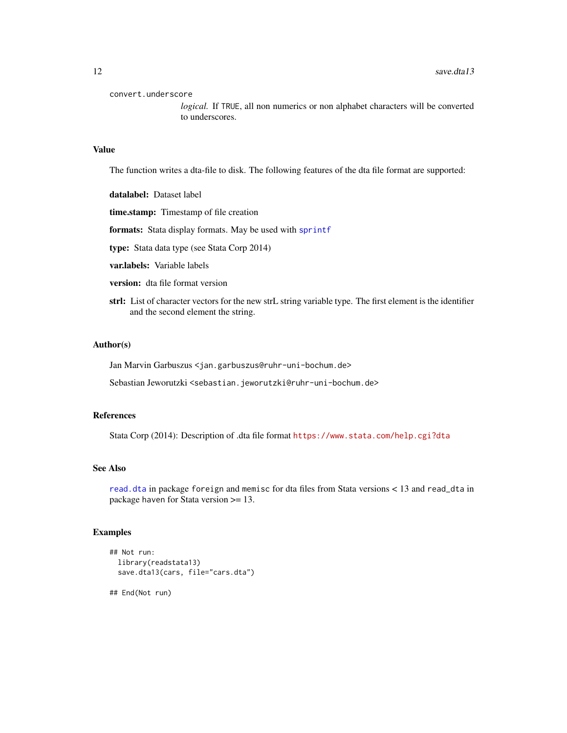`convert.underscore`
: *logical.* If `TRUE`, all non numerics or non alphabet characters will be converted to underscores.

## Value

The function writes a dta-file to disk. The following features of the dta file format are supported:

**datalabel:** Dataset label

**time.stamp:** Timestamp of file creation

**formats:** Stata display formats. May be used with `sprintf`

**type:** Stata data type (see Stata Corp 2014)

**var.labels:** Variable labels

**version:** dta file format version

**strl:** List of character vectors for the new strL string variable type. The first element is the identifier and the second element the string.

## Author(s)

Jan Marvin Garbuszus <jan.garbuszus@ruhr-uni-bochum.de>

Sebastian Jeworutzki <sebastian.jeworutzki@ruhr-uni-bochum.de>

## References

Stata Corp (2014): Description of .dta file format https://www.stata.com/help.cgi?dta

## See Also

`read.dta` in package `foreign` and `memisc` for dta files from Stata versions < 13 and `read_dta` in package haven for Stata version >= 13.

## Examples

```
## Not run:
  library(readstata13)
  save.dta13(cars, file="cars.dta")

## End(Not run)
```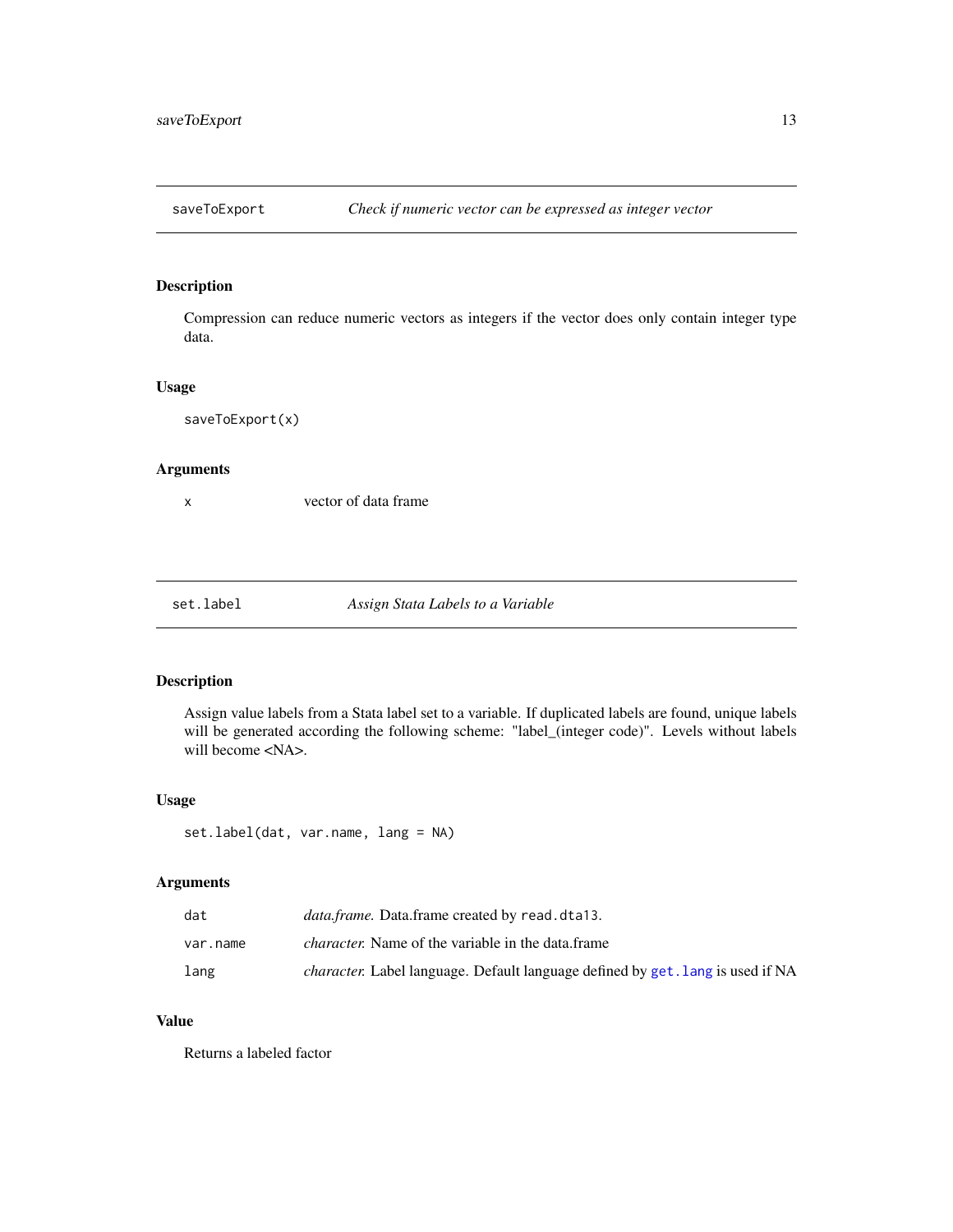## saveToExport — *Check if numeric vector can be expressed as integer vector*

### Description

Compression can reduce numeric vectors as integers if the vector does only contain integer type data.

### Usage

```
saveToExport(x)
```

### Arguments

| | |
|---|---|
| x | vector of data frame |

## set.label — *Assign Stata Labels to a Variable*

### Description

Assign value labels from a Stata label set to a variable. If duplicated labels are found, unique labels will be generated according the following scheme: "label_(integer code)". Levels without labels will become <NA>.

### Usage

```
set.label(dat, var.name, lang = NA)
```

### Arguments

| | |
|---|---|
| dat | *data.frame.* Data.frame created by `read.dta13`. |
| var.name | *character.* Name of the variable in the data.frame |
| lang | *character.* Label language. Default language defined by `get.lang` is used if NA |

### Value

Returns a labeled factor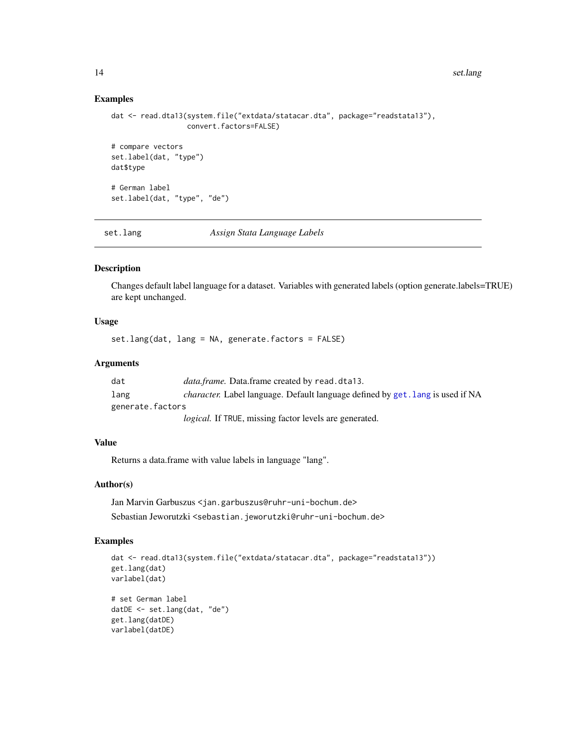### Examples

```
dat <- read.dta13(system.file("extdata/statacar.dta", package="readstata13"),
                  convert.factors=FALSE)

# compare vectors
set.label(dat, "type")
dat$type

# German label
set.label(dat, "type", "de")
```

---

## set.lang — *Assign Stata Language Labels*

---

### Description

Changes default label language for a dataset. Variables with generated labels (option generate.labels=TRUE) are kept unchanged.

### Usage

```
set.lang(dat, lang = NA, generate.factors = FALSE)
```

### Arguments

| | |
|---|---|
| `dat` | *data.frame.* Data.frame created by `read.dta13`. |
| `lang` | *character.* Label language. Default language defined by `get.lang` is used if NA |
| `generate.factors` | *logical.* If `TRUE`, missing factor levels are generated. |

### Value

Returns a data.frame with value labels in language "lang".

### Author(s)

Jan Marvin Garbuszus <jan.garbuszus@ruhr-uni-bochum.de>

Sebastian Jeworutzki <sebastian.jeworutzki@ruhr-uni-bochum.de>

### Examples

```
dat <- read.dta13(system.file("extdata/statacar.dta", package="readstata13"))
get.lang(dat)
varlabel(dat)

# set German label
datDE <- set.lang(dat, "de")
get.lang(datDE)
varlabel(datDE)
```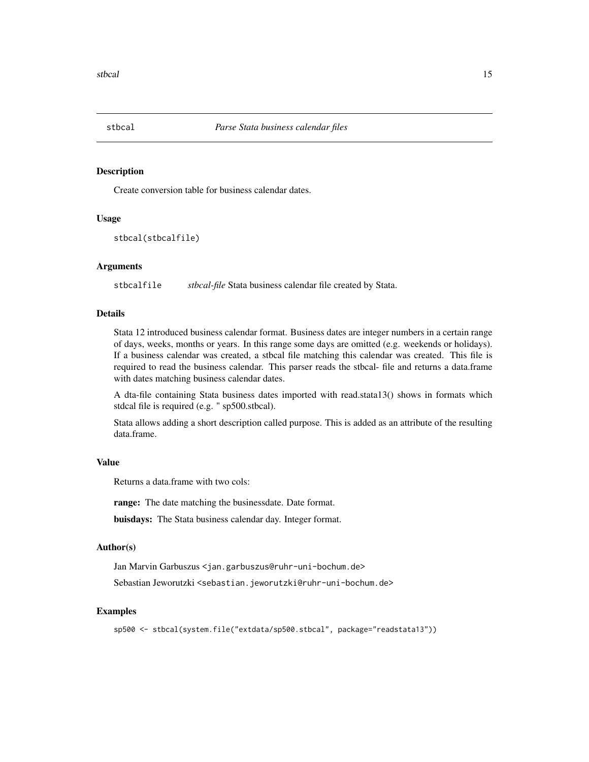## stbcal — *Parse Stata business calendar files*

### Description

Create conversion table for business calendar dates.

### Usage

```
stbcal(stbcalfile)
```

### Arguments

| | |
|---|---|
| stbcalfile | *stbcal-file* Stata business calendar file created by Stata. |

### Details

Stata 12 introduced business calendar format. Business dates are integer numbers in a certain range of days, weeks, months or years. In this range some days are omitted (e.g. weekends or holidays). If a business calendar was created, a stbcal file matching this calendar was created. This file is required to read the business calendar. This parser reads the stbcal- file and returns a data.frame with dates matching business calendar dates.

A dta-file containing Stata business dates imported with read.stata13() shows in formats which stdcal file is required (e.g. " sp500.stbcal).

Stata allows adding a short description called purpose. This is added as an attribute of the resulting data.frame.

### Value

Returns a data.frame with two cols:

**range:** The date matching the businessdate. Date format.

**buisdays:** The Stata business calendar day. Integer format.

### Author(s)

Jan Marvin Garbuszus <jan.garbuszus@ruhr-uni-bochum.de>

Sebastian Jeworutzki <sebastian.jeworutzki@ruhr-uni-bochum.de>

### Examples

```
sp500 <- stbcal(system.file("extdata/sp500.stbcal", package="readstata13"))
```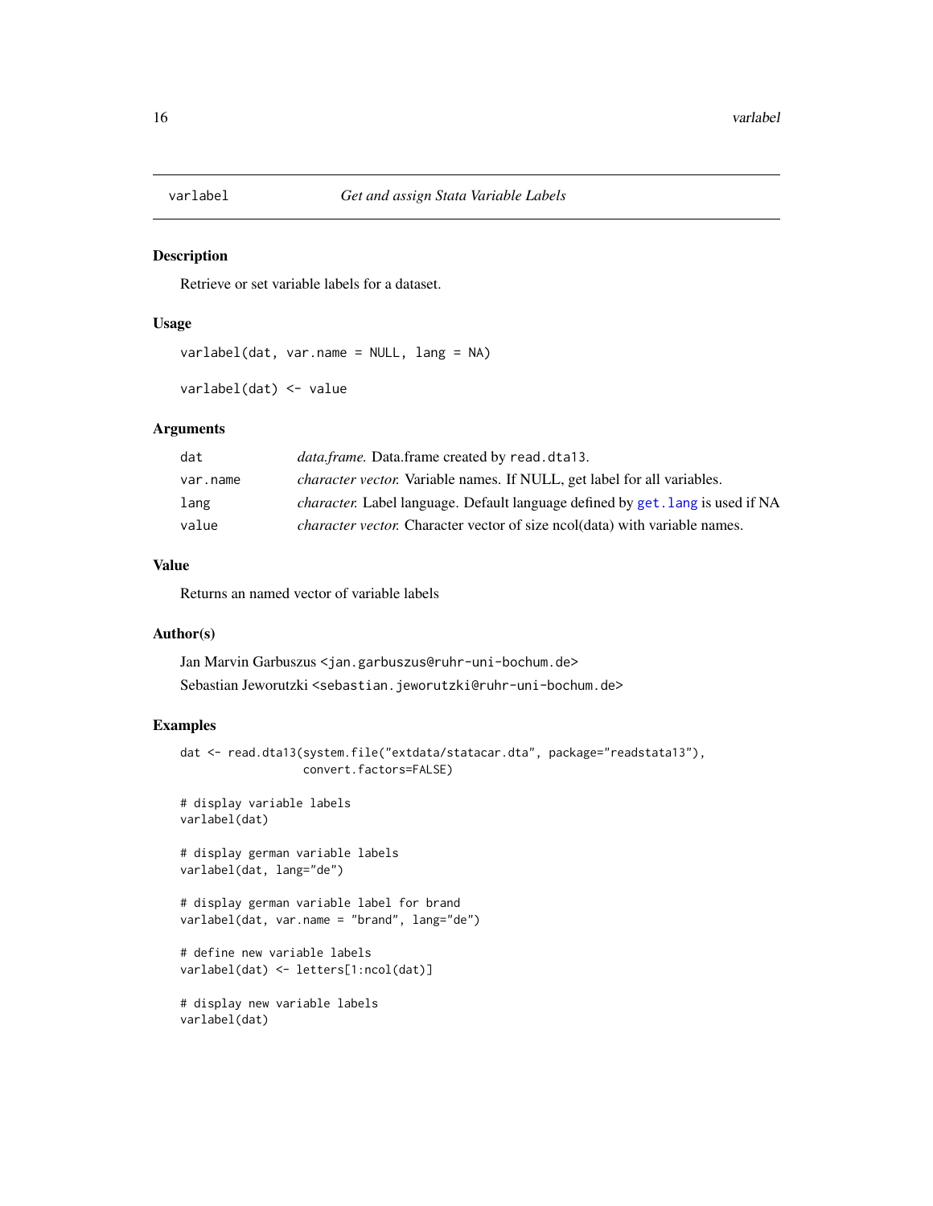# varlabel — *Get and assign Stata Variable Labels*

## Description

Retrieve or set variable labels for a dataset.

## Usage

```
varlabel(dat, var.name = NULL, lang = NA)

varlabel(dat) <- value
```

## Arguments

| | |
|---|---|
| `dat` | *data.frame.* Data.frame created by `read.dta13`. |
| `var.name` | *character vector.* Variable names. If NULL, get label for all variables. |
| `lang` | *character.* Label language. Default language defined by `get.lang` is used if NA |
| `value` | *character vector.* Character vector of size ncol(data) with variable names. |

## Value

Returns an named vector of variable labels

## Author(s)

Jan Marvin Garbuszus <jan.garbuszus@ruhr-uni-bochum.de>

Sebastian Jeworutzki <sebastian.jeworutzki@ruhr-uni-bochum.de>

## Examples

```
dat <- read.dta13(system.file("extdata/statacar.dta", package="readstata13"),
                  convert.factors=FALSE)

# display variable labels
varlabel(dat)

# display german variable labels
varlabel(dat, lang="de")

# display german variable label for brand
varlabel(dat, var.name = "brand", lang="de")

# define new variable labels
varlabel(dat) <- letters[1:ncol(dat)]

# display new variable labels
varlabel(dat)
```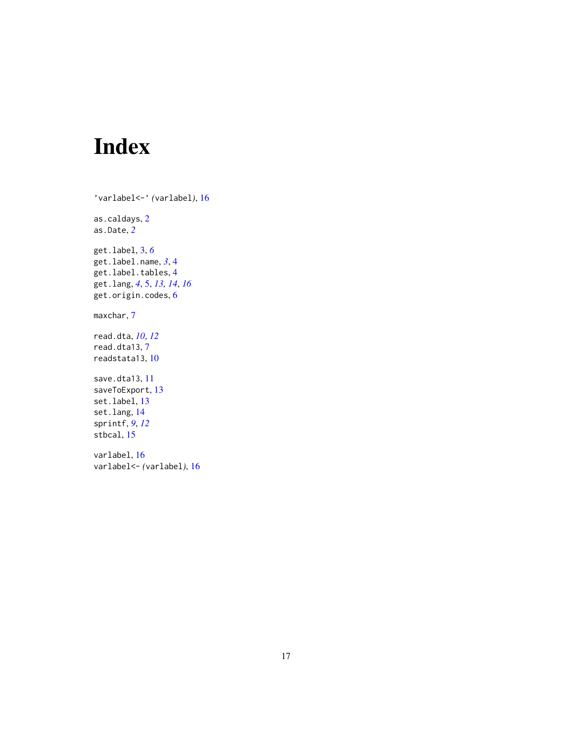# Index

'varlabel<-' *(*varlabel*)*, 16

as.caldays, 2
as.Date, *2*

get.label, 3, *6*
get.label.name, *3*, 4
get.label.tables, 4
get.lang, *4*, 5, *13, 14*, *16*
get.origin.codes, 6

maxchar, 7

read.dta, *10*, *12*
read.dta13, 7
readstata13, 10

save.dta13, 11
saveToExport, 13
set.label, 13
set.lang, 14
sprintf, *9*, *12*
stbcal, 15

varlabel, 16
varlabel<- *(*varlabel*)*, 16